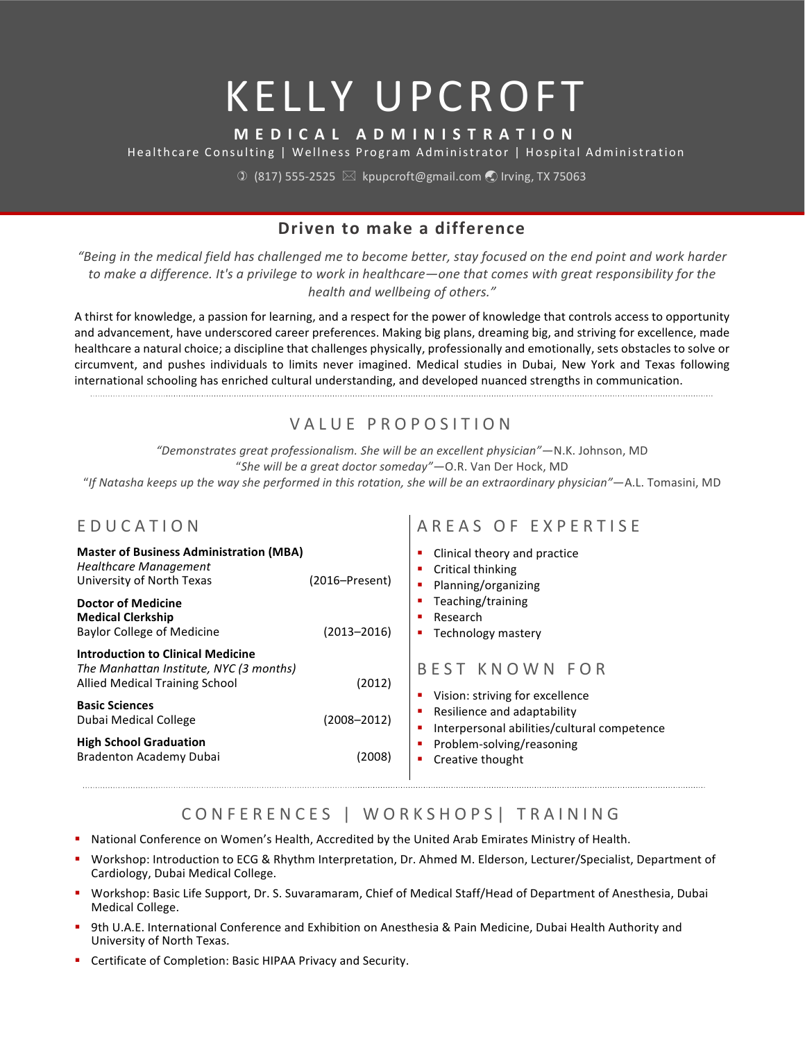# KELLY UPCROFT

**MEDICAL ADMINISTRATION**

Healthcare Consulting | Wellness Program Administrator | Hospital Administration

(817) 555-2525 kpupcroft@gmail.com Irving, TX 75063

## Driven to make a difference

*"Being in the medical field has challenged me to become better, stay focused on the end point and work harder to make a difference. It's a privilege to work in healthcare—one that comes with great responsibility for the health and wellbeing of others."*

A thirst for knowledge, a passion for learning, and a respect for the power of knowledge that controls access to opportunity and advancement, have underscored career preferences. Making big plans, dreaming big, and striving for excellence, made healthcare a natural choice; a discipline that challenges physically, professionally and emotionally, sets obstacles to solve or circumvent, and pushes individuals to limits never imagined. Medical studies in Dubai, New York and Texas following international schooling has enriched cultural understanding, and developed nuanced strengths in communication.

## VALUE PROPOSITION

*"Demonstrates great professionalism. She will be an excellent physician"*—N.K. Johnson, MD

"*She will be a great doctor someday"*—O.R. Van Der Hock, MD

"*If Natasha keeps up the way she performed in this rotation, she will be an extraordinary physician"*—A.L. Tomasini, MD

## EDUCATION

**Master of Business Administration (MBA)**
*Healthcare Management*
University of North Texas (2016–Present)

**Doctor of Medicine**
**Medical Clerkship**
Baylor College of Medicine (2013–2016)

**Introduction to Clinical Medicine**
*The Manhattan Institute, NYC (3 months)*
Allied Medical Training School (2012)

**Basic Sciences**
Dubai Medical College (2008–2012)

**High School Graduation**
Bradenton Academy Dubai (2008)

## AREAS OF EXPERTISE

- Clinical theory and practice
- Critical thinking
- Planning/organizing
- Teaching/training
- Research
- Technology mastery

## BEST KNOWN FOR

- Vision: striving for excellence
- Resilience and adaptability
- Interpersonal abilities/cultural competence
- Problem-solving/reasoning
- Creative thought

## CONFERENCES | WORKSHOPS| TRAINING

- National Conference on Women's Health, Accredited by the United Arab Emirates Ministry of Health.
- Workshop: Introduction to ECG & Rhythm Interpretation, Dr. Ahmed M. Elderson, Lecturer/Specialist, Department of Cardiology, Dubai Medical College.
- Workshop: Basic Life Support, Dr. S. Suvaramaram, Chief of Medical Staff/Head of Department of Anesthesia, Dubai Medical College.
- 9th U.A.E. International Conference and Exhibition on Anesthesia & Pain Medicine, Dubai Health Authority and University of North Texas.
- Certificate of Completion: Basic HIPAA Privacy and Security.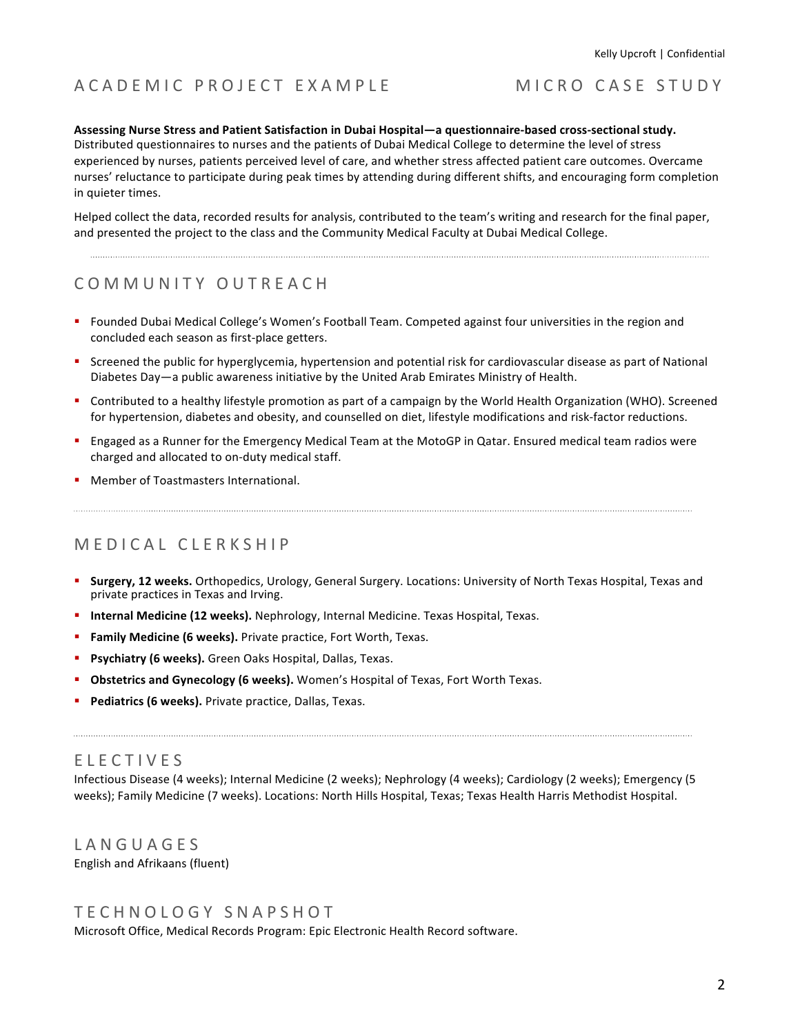## ACADEMIC PROJECT EXAMPLE — MICRO CASE STUDY

**Assessing Nurse Stress and Patient Satisfaction in Dubai Hospital—a questionnaire-based cross-sectional study.** Distributed questionnaires to nurses and the patients of Dubai Medical College to determine the level of stress experienced by nurses, patients perceived level of care, and whether stress affected patient care outcomes. Overcame nurses' reluctance to participate during peak times by attending during different shifts, and encouraging form completion in quieter times.

Helped collect the data, recorded results for analysis, contributed to the team's writing and research for the final paper, and presented the project to the class and the Community Medical Faculty at Dubai Medical College.

## COMMUNITY OUTREACH

- Founded Dubai Medical College's Women's Football Team. Competed against four universities in the region and concluded each season as first-place getters.
- Screened the public for hyperglycemia, hypertension and potential risk for cardiovascular disease as part of National Diabetes Day—a public awareness initiative by the United Arab Emirates Ministry of Health.
- Contributed to a healthy lifestyle promotion as part of a campaign by the World Health Organization (WHO). Screened for hypertension, diabetes and obesity, and counselled on diet, lifestyle modifications and risk-factor reductions.
- Engaged as a Runner for the Emergency Medical Team at the MotoGP in Qatar. Ensured medical team radios were charged and allocated to on-duty medical staff.
- Member of Toastmasters International.

## MEDICAL CLERKSHIP

- **Surgery, 12 weeks.** Orthopedics, Urology, General Surgery. Locations: University of North Texas Hospital, Texas and private practices in Texas and Irving.
- **Internal Medicine (12 weeks).** Nephrology, Internal Medicine. Texas Hospital, Texas.
- **Family Medicine (6 weeks).** Private practice, Fort Worth, Texas.
- **Psychiatry (6 weeks).** Green Oaks Hospital, Dallas, Texas.
- **Obstetrics and Gynecology (6 weeks).** Women's Hospital of Texas, Fort Worth Texas.
- **Pediatrics (6 weeks).** Private practice, Dallas, Texas.

## ELECTIVES

Infectious Disease (4 weeks); Internal Medicine (2 weeks); Nephrology (4 weeks); Cardiology (2 weeks); Emergency (5 weeks); Family Medicine (7 weeks). Locations: North Hills Hospital, Texas; Texas Health Harris Methodist Hospital.

## LANGUAGES

English and Afrikaans (fluent)

## TECHNOLOGY SNAPSHOT

Microsoft Office, Medical Records Program: Epic Electronic Health Record software.